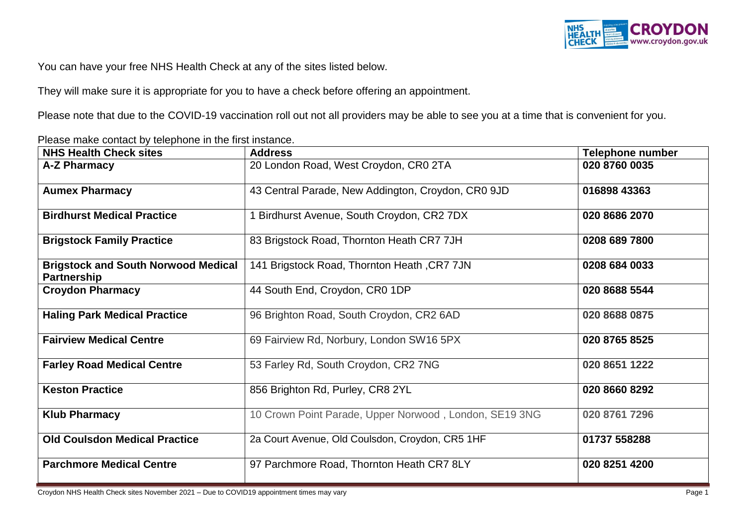You can have your free NHS Health Check at any of the sites listed below.

They will make sure it is appropriate for you to have a check before offering an appointment.

Please note that due to the COVID-19 vaccination roll out not all providers may be able to see you at a time that is convenient for you.

Please make contact by telephone in the first instance.

| NHS Health Check sites | Address | Telephone number |
|---|---|---|
| **A-Z Pharmacy** | 20 London Road, West Croydon, CR0 2TA | **020 8760 0035** |
| **Aumex Pharmacy** | 43 Central Parade, New Addington, Croydon, CR0 9JD | **016898 43363** |
| **Birdhurst Medical Practice** | 1 Birdhurst Avenue, South Croydon, CR2 7DX | **020 8686 2070** |
| **Brigstock Family Practice** | 83 Brigstock Road, Thornton Heath CR7 7JH | **0208 689 7800** |
| **Brigstock and South Norwood Medical Partnership** | 141 Brigstock Road, Thornton Heath ,CR7 7JN | **0208 684 0033** |
| **Croydon Pharmacy** | 44 South End, Croydon, CR0 1DP | **020 8688 5544** |
| **Haling Park Medical Practice** | 96 Brighton Road, South Croydon, CR2 6AD | **020 8688 0875** |
| **Fairview Medical Centre** | 69 Fairview Rd, Norbury, London SW16 5PX | **020 8765 8525** |
| **Farley Road Medical Centre** | 53 Farley Rd, South Croydon, CR2 7NG | **020 8651 1222** |
| **Keston Practice** | 856 Brighton Rd, Purley, CR8 2YL | **020 8660 8292** |
| **Klub Pharmacy** | 10 Crown Point Parade, Upper Norwood , London, SE19 3NG | **020 8761 7296** |
| **Old Coulsdon Medical Practice** | 2a Court Avenue, Old Coulsdon, Croydon, CR5 1HF | **01737 558288** |
| **Parchmore Medical Centre** | 97 Parchmore Road, Thornton Heath CR7 8LY | **020 8251 4200** |

Croydon NHS Health Check sites November 2021 – Due to COVID19 appointment times may vary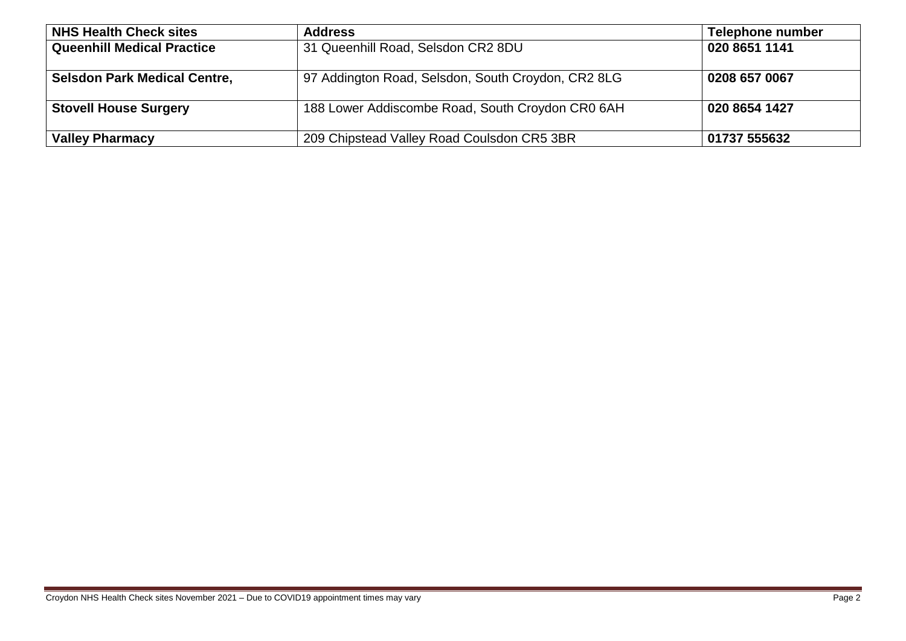| NHS Health Check sites | Address | Telephone number |
| --- | --- | --- |
| **Queenhill Medical Practice** | 31 Queenhill Road, Selsdon CR2 8DU | **020 8651 1141** |
| **Selsdon Park Medical Centre,** | 97 Addington Road, Selsdon, South Croydon, CR2 8LG | **0208 657 0067** |
| **Stovell House Surgery** | 188 Lower Addiscombe Road, South Croydon CR0 6AH | **020 8654 1427** |
| **Valley Pharmacy** | 209 Chipstead Valley Road Coulsdon CR5 3BR | **01737 555632** |